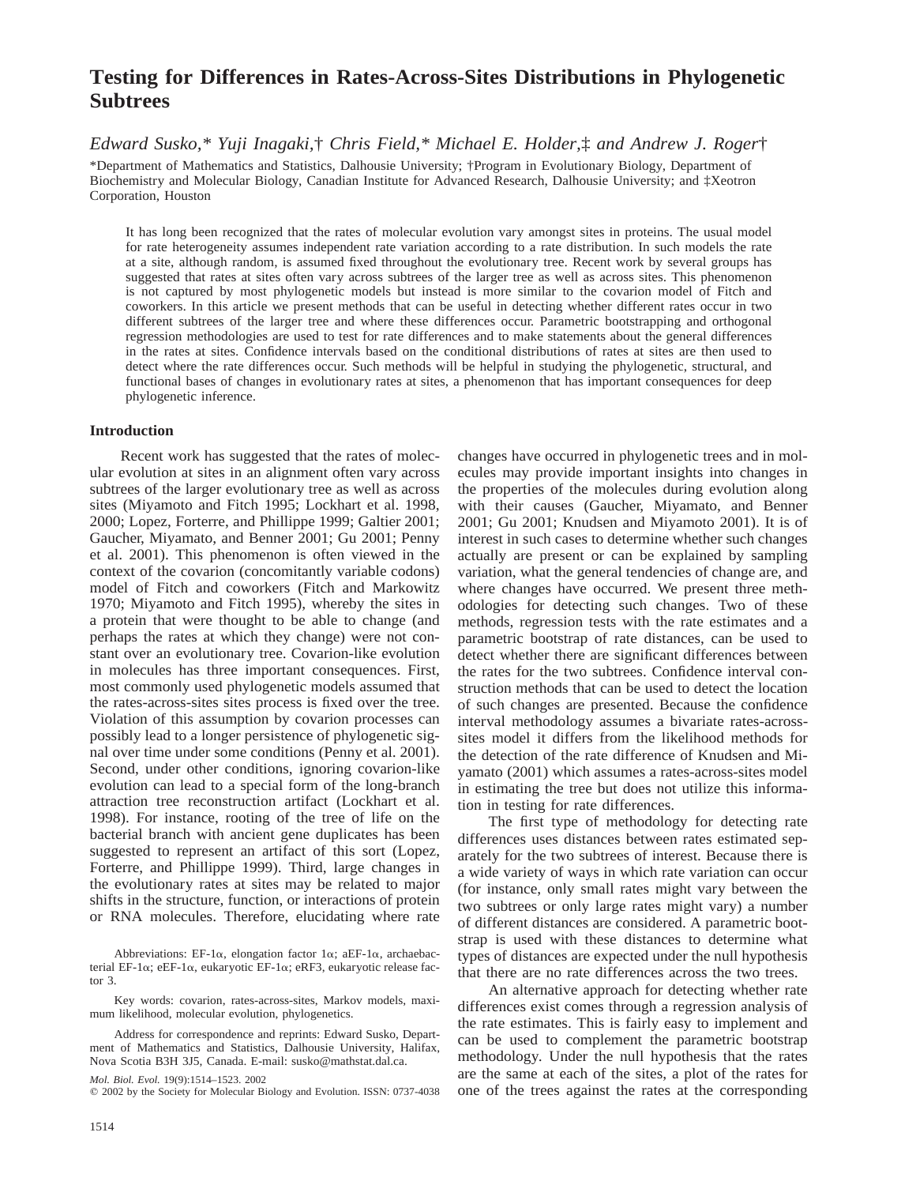# Testing for Differences in Rates-Across-Sites Distributions in Phylogenetic Subtrees

*Edward Susko,\* Yuji Inagaki,† Chris Field,\* Michael E. Holder,‡ and Andrew J. Roger†*

\*Department of Mathematics and Statistics, Dalhousie University; †Program in Evolutionary Biology, Department of Biochemistry and Molecular Biology, Canadian Institute for Advanced Research, Dalhousie University; and ‡Xeotron Corporation, Houston

It has long been recognized that the rates of molecular evolution vary amongst sites in proteins. The usual model for rate heterogeneity assumes independent rate variation according to a rate distribution. In such models the rate at a site, although random, is assumed fixed throughout the evolutionary tree. Recent work by several groups has suggested that rates at sites often vary across subtrees of the larger tree as well as across sites. This phenomenon is not captured by most phylogenetic models but instead is more similar to the covarion model of Fitch and coworkers. In this article we present methods that can be useful in detecting whether different rates occur in two different subtrees of the larger tree and where these differences occur. Parametric bootstrapping and orthogonal regression methodologies are used to test for rate differences and to make statements about the general differences in the rates at sites. Confidence intervals based on the conditional distributions of rates at sites are then used to detect where the rate differences occur. Such methods will be helpful in studying the phylogenetic, structural, and functional bases of changes in evolutionary rates at sites, a phenomenon that has important consequences for deep phylogenetic inference.

## Introduction

Recent work has suggested that the rates of molecular evolution at sites in an alignment often vary across subtrees of the larger evolutionary tree as well as across sites (Miyamoto and Fitch 1995; Lockhart et al. 1998, 2000; Lopez, Forterre, and Phillippe 1999; Galtier 2001; Gaucher, Miyamato, and Benner 2001; Gu 2001; Penny et al. 2001). This phenomenon is often viewed in the context of the covarion (concomitantly variable codons) model of Fitch and coworkers (Fitch and Markowitz 1970; Miyamoto and Fitch 1995), whereby the sites in a protein that were thought to be able to change (and perhaps the rates at which they change) were not constant over an evolutionary tree. Covarion-like evolution in molecules has three important consequences. First, most commonly used phylogenetic models assumed that the rates-across-sites sites process is fixed over the tree. Violation of this assumption by covarion processes can possibly lead to a longer persistence of phylogenetic signal over time under some conditions (Penny et al. 2001). Second, under other conditions, ignoring covarion-like evolution can lead to a special form of the long-branch attraction tree reconstruction artifact (Lockhart et al. 1998). For instance, rooting of the tree of life on the bacterial branch with ancient gene duplicates has been suggested to represent an artifact of this sort (Lopez, Forterre, and Phillippe 1999). Third, large changes in the evolutionary rates at sites may be related to major shifts in the structure, function, or interactions of protein or RNA molecules. Therefore, elucidating where rate changes have occurred in phylogenetic trees and in molecules may provide important insights into changes in the properties of the molecules during evolution along with their causes (Gaucher, Miyamato, and Benner 2001; Gu 2001; Knudsen and Miyamoto 2001). It is of interest in such cases to determine whether such changes actually are present or can be explained by sampling variation, what the general tendencies of change are, and where changes have occurred. We present three methodologies for detecting such changes. Two of these methods, regression tests with the rate estimates and a parametric bootstrap of rate distances, can be used to detect whether there are significant differences between the rates for the two subtrees. Confidence interval construction methods that can be used to detect the location of such changes are presented. Because the confidence interval methodology assumes a bivariate rates-across-sites model it differs from the likelihood methods for the detection of the rate difference of Knudsen and Miyamato (2001) which assumes a rates-across-sites model in estimating the tree but does not utilize this information in testing for rate differences.

The first type of methodology for detecting rate differences uses distances between rates estimated separately for the two subtrees of interest. Because there is a wide variety of ways in which rate variation can occur (for instance, only small rates might vary between the two subtrees or only large rates might vary) a number of different distances are considered. A parametric bootstrap is used with these distances to determine what types of distances are expected under the null hypothesis that there are no rate differences across the two trees.

An alternative approach for detecting whether rate differences exist comes through a regression analysis of the rate estimates. This is fairly easy to implement and can be used to complement the parametric bootstrap methodology. Under the null hypothesis that the rates are the same at each of the sites, a plot of the rates for one of the trees against the rates at the corresponding

Abbreviations: EF-1α, elongation factor 1α; aEF-1α, archaebacterial EF-1α; eEF-1α, eukaryotic EF-1α; eRF3, eukaryotic release factor 3.

Key words: covarion, rates-across-sites, Markov models, maximum likelihood, molecular evolution, phylogenetics.

Address for correspondence and reprints: Edward Susko, Department of Mathematics and Statistics, Dalhousie University, Halifax, Nova Scotia B3H 3J5, Canada. E-mail: susko@mathstat.dal.ca.

*Mol. Biol. Evol.* 19(9):1514–1523. 2002

© 2002 by the Society for Molecular Biology and Evolution. ISSN: 0737-4038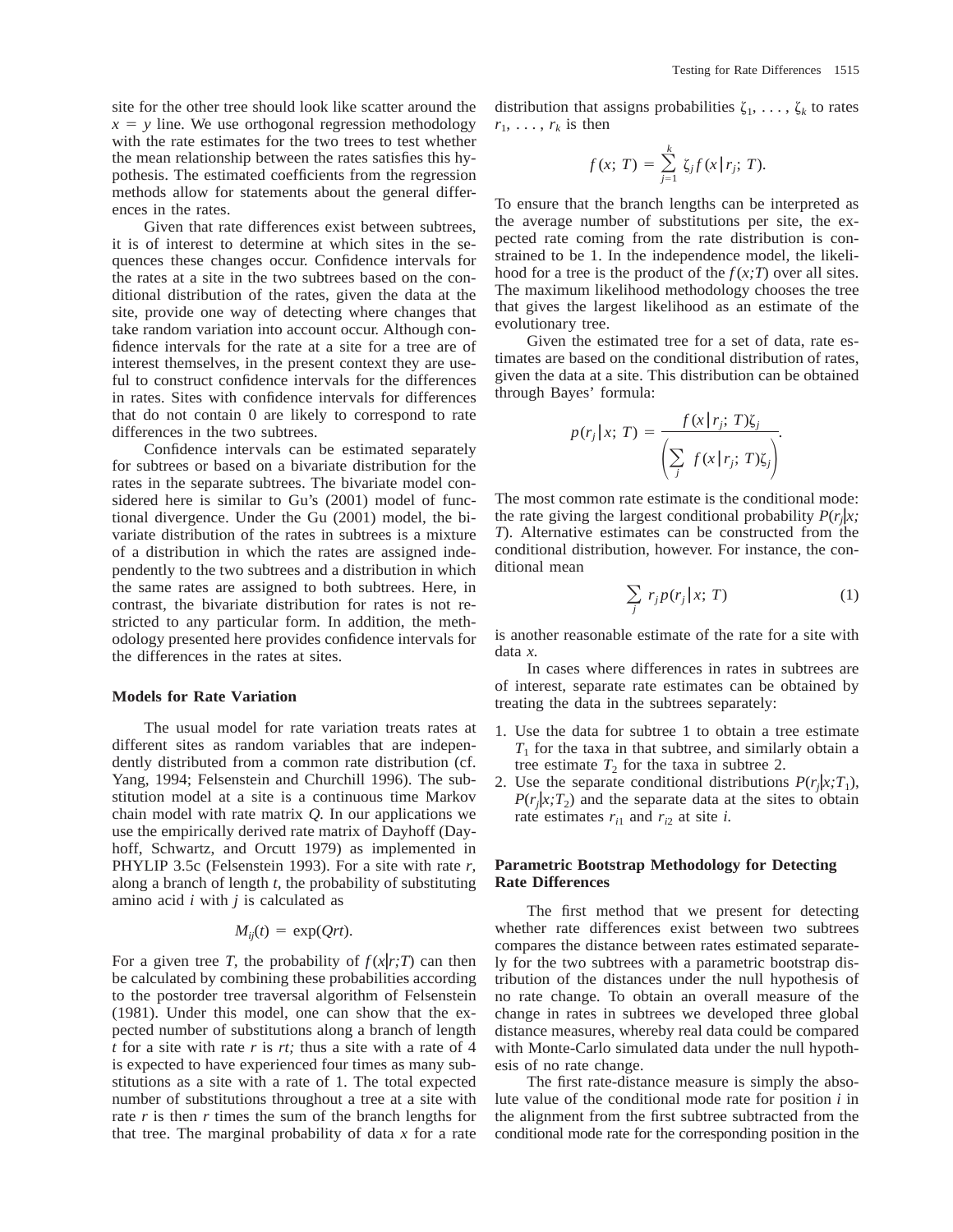site for the other tree should look like scatter around the $x = y$ line. We use orthogonal regression methodology with the rate estimates for the two trees to test whether the mean relationship between the rates satisfies this hypothesis. The estimated coefficients from the regression methods allow for statements about the general differences in the rates.

Given that rate differences exist between subtrees, it is of interest to determine at which sites in the sequences these changes occur. Confidence intervals for the rates at a site in the two subtrees based on the conditional distribution of the rates, given the data at the site, provide one way of detecting where changes that take random variation into account occur. Although confidence intervals for the rate at a site for a tree are of interest themselves, in the present context they are useful to construct confidence intervals for the differences in rates. Sites with confidence intervals for differences that do not contain 0 are likely to correspond to rate differences in the two subtrees.

Confidence intervals can be estimated separately for subtrees or based on a bivariate distribution for the rates in the separate subtrees. The bivariate model considered here is similar to Gu's (2001) model of functional divergence. Under the Gu (2001) model, the bivariate distribution of the rates in subtrees is a mixture of a distribution in which the rates are assigned independently to the two subtrees and a distribution in which the same rates are assigned to both subtrees. Here, in contrast, the bivariate distribution for rates is not restricted to any particular form. In addition, the methodology presented here provides confidence intervals for the differences in the rates at sites.

## Models for Rate Variation

The usual model for rate variation treats rates at different sites as random variables that are independently distributed from a common rate distribution (cf. Yang, 1994; Felsenstein and Churchill 1996). The substitution model at a site is a continuous time Markov chain model with rate matrix $Q$. In our applications we use the empirically derived rate matrix of Dayhoff (Dayhoff, Schwartz, and Orcutt 1979) as implemented in PHYLIP 3.5c (Felsenstein 1993). For a site with rate $r$, along a branch of length $t$, the probability of substituting amino acid $i$ with $j$ is calculated as

$$M_{ij}(t) = \exp(Qrt).$$

For a given tree $T$, the probability of $f(x|r;T)$ can then be calculated by combining these probabilities according to the postorder tree traversal algorithm of Felsenstein (1981). Under this model, one can show that the expected number of substitutions along a branch of length $t$ for a site with rate $r$ is $rt$; thus a site with a rate of 4 is expected to have experienced four times as many substitutions as a site with a rate of 1. The total expected number of substitutions throughout a tree at a site with rate $r$ is then $r$ times the sum of the branch lengths for that tree. The marginal probability of data $x$ for a rate distribution that assigns probabilities $\zeta_1, \ldots, \zeta_k$ to rates $r_1, \ldots, r_k$ is then

$$f(x;\, T) = \sum_{j=1}^{k} \zeta_j f(x|r_j;\, T).$$

To ensure that the branch lengths can be interpreted as the average number of substitutions per site, the expected rate coming from the rate distribution is constrained to be 1. In the independence model, the likelihood for a tree is the product of the $f(x;T)$ over all sites. The maximum likelihood methodology chooses the tree that gives the largest likelihood as an estimate of the evolutionary tree.

Given the estimated tree for a set of data, rate estimates are based on the conditional distribution of rates, given the data at a site. This distribution can be obtained through Bayes' formula:

$$p(r_j|x;\, T) = \frac{f(x|r_j;\, T)\zeta_j}{\left(\sum_j f(x|r_j;\, T)\zeta_j\right)}.$$

The most common rate estimate is the conditional mode: the rate giving the largest conditional probability $P(r_j|x;T)$. Alternative estimates can be constructed from the conditional distribution, however. For instance, the conditional mean

$$\sum_j r_j p(r_j|x;\, T) \tag{1}$$

is another reasonable estimate of the rate for a site with data $x$.

In cases where differences in rates in subtrees are of interest, separate rate estimates can be obtained by treating the data in the subtrees separately:

1. Use the data for subtree 1 to obtain a tree estimate $T_1$ for the taxa in that subtree, and similarly obtain a tree estimate $T_2$ for the taxa in subtree 2.
2. Use the separate conditional distributions $P(r_j|x;T_1)$, $P(r_j|x;T_2)$ and the separate data at the sites to obtain rate estimates $r_{i1}$ and $r_{i2}$ at site $i$.

## Parametric Bootstrap Methodology for Detecting Rate Differences

The first method that we present for detecting whether rate differences exist between two subtrees compares the distance between rates estimated separately for the two subtrees with a parametric bootstrap distribution of the distances under the null hypothesis of no rate change. To obtain an overall measure of the change in rates in subtrees we developed three global distance measures, whereby real data could be compared with Monte-Carlo simulated data under the null hypothesis of no rate change.

The first rate-distance measure is simply the absolute value of the conditional mode rate for position $i$ in the alignment from the first subtree subtracted from the conditional mode rate for the corresponding position in the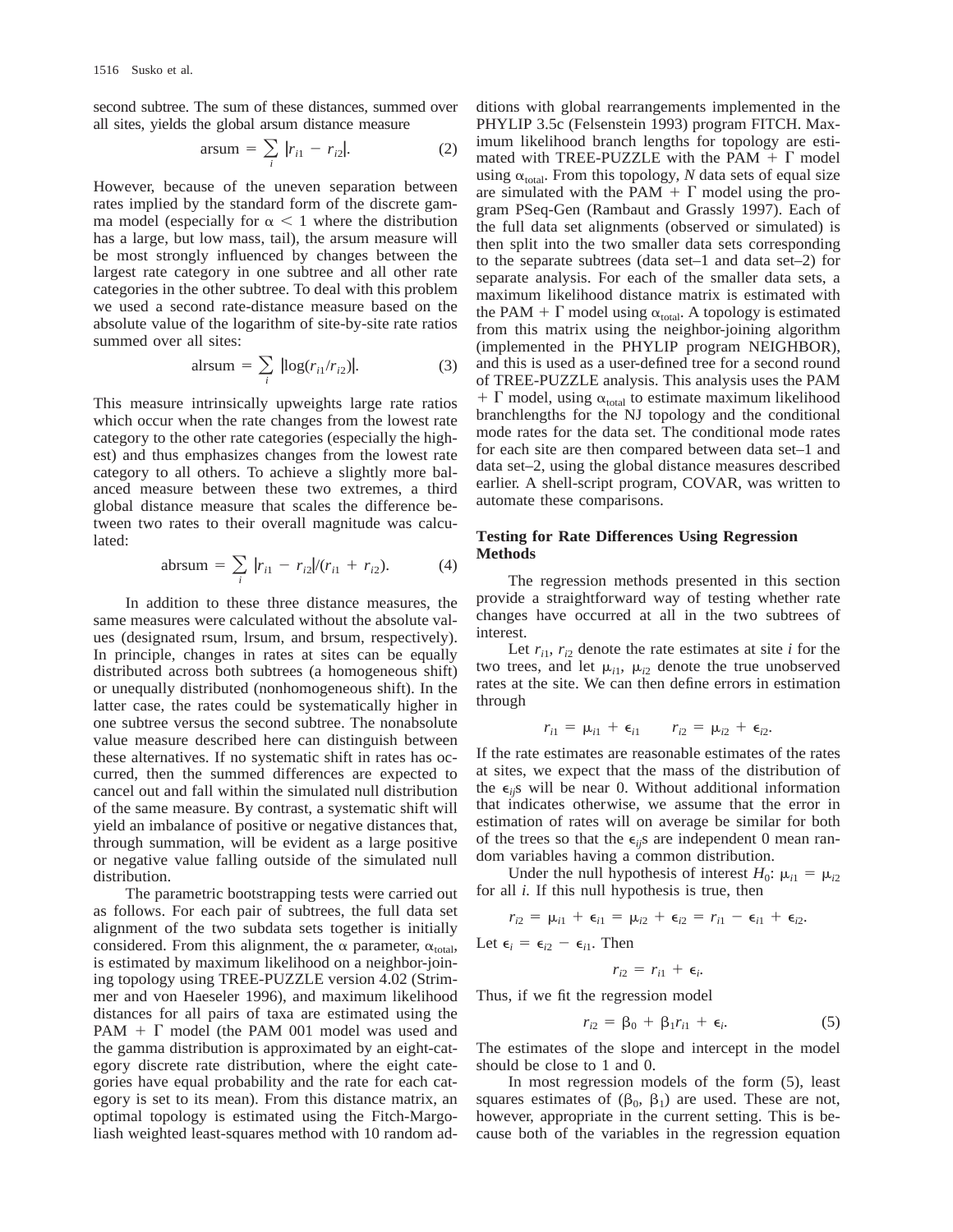second subtree. The sum of these distances, summed over all sites, yields the global arsum distance measure

$$\text{arsum} = \sum_i |r_{i1} - r_{i2}|. \quad (2)$$

However, because of the uneven separation between rates implied by the standard form of the discrete gamma model (especially for $\alpha < 1$ where the distribution has a large, but low mass, tail), the arsum measure will be most strongly influenced by changes between the largest rate category in one subtree and all other rate categories in the other subtree. To deal with this problem we used a second rate-distance measure based on the absolute value of the logarithm of site-by-site rate ratios summed over all sites:

$$\text{alrsum} = \sum_i |\log(r_{i1}/r_{i2})|. \quad (3)$$

This measure intrinsically upweights large rate ratios which occur when the rate changes from the lowest rate category to the other rate categories (especially the highest) and thus emphasizes changes from the lowest rate category to all others. To achieve a slightly more balanced measure between these two extremes, a third global distance measure that scales the difference between two rates to their overall magnitude was calculated:

$$\text{abrsum} = \sum_i |r_{i1} - r_{i2}|/(r_{i1} + r_{i2}). \quad (4)$$

In addition to these three distance measures, the same measures were calculated without the absolute values (designated rsum, lrsum, and brsum, respectively). In principle, changes in rates at sites can be equally distributed across both subtrees (a homogeneous shift) or unequally distributed (nonhomogeneous shift). In the latter case, the rates could be systematically higher in one subtree versus the second subtree. The nonabsolute value measure described here can distinguish between these alternatives. If no systematic shift in rates has occurred, then the summed differences are expected to cancel out and fall within the simulated null distribution of the same measure. By contrast, a systematic shift will yield an imbalance of positive or negative distances that, through summation, will be evident as a large positive or negative value falling outside of the simulated null distribution.

The parametric bootstrapping tests were carried out as follows. For each pair of subtrees, the full data set alignment of the two subdata sets together is initially considered. From this alignment, the $\alpha$ parameter, $\alpha_{\text{total}}$, is estimated by maximum likelihood on a neighbor-joining topology using TREE-PUZZLE version 4.02 (Strimmer and von Haeseler 1996), and maximum likelihood distances for all pairs of taxa are estimated using the PAM + $\Gamma$ model (the PAM 001 model was used and the gamma distribution is approximated by an eight-category discrete rate distribution, where the eight categories have equal probability and the rate for each category is set to its mean). From this distance matrix, an optimal topology is estimated using the Fitch-Margoliash weighted least-squares method with 10 random additions with global rearrangements implemented in the PHYLIP 3.5c (Felsenstein 1993) program FITCH. Maximum likelihood branch lengths for topology are estimated with TREE-PUZZLE with the PAM + $\Gamma$ model using $\alpha_{\text{total}}$. From this topology, *N* data sets of equal size are simulated with the PAM + $\Gamma$ model using the program PSeq-Gen (Rambaut and Grassly 1997). Each of the full data set alignments (observed or simulated) is then split into the two smaller data sets corresponding to the separate subtrees (data set–1 and data set–2) for separate analysis. For each of the smaller data sets, a maximum likelihood distance matrix is estimated with the PAM + $\Gamma$ model using $\alpha_{\text{total}}$. A topology is estimated from this matrix using the neighbor-joining algorithm (implemented in the PHYLIP program NEIGHBOR), and this is used as a user-defined tree for a second round of TREE-PUZZLE analysis. This analysis uses the PAM + $\Gamma$ model, using $\alpha_{\text{total}}$ to estimate maximum likelihood branchlengths for the NJ topology and the conditional mode rates for the data set. The conditional mode rates for each site are then compared between data set–1 and data set–2, using the global distance measures described earlier. A shell-script program, COVAR, was written to automate these comparisons.

### Testing for Rate Differences Using Regression Methods

The regression methods presented in this section provide a straightforward way of testing whether rate changes have occurred at all in the two subtrees of interest.

Let $r_{i1}$, $r_{i2}$ denote the rate estimates at site *i* for the two trees, and let $\mu_{i1}$, $\mu_{i2}$ denote the true unobserved rates at the site. We can then define errors in estimation through

$$r_{i1} = \mu_{i1} + \epsilon_{i1} \qquad r_{i2} = \mu_{i2} + \epsilon_{i2}.$$

If the rate estimates are reasonable estimates of the rates at sites, we expect that the mass of the distribution of the $\epsilon_{ij}$s will be near 0. Without additional information that indicates otherwise, we assume that the error in estimation of rates will on average be similar for both of the trees so that the $\epsilon_{ij}$s are independent 0 mean random variables having a common distribution.

Under the null hypothesis of interest $H_0$: $\mu_{i1} = \mu_{i2}$ for all *i*. If this null hypothesis is true, then

$$r_{i2} = \mu_{i1} + \epsilon_{i1} = \mu_{i2} + \epsilon_{i2} = r_{i1} - \epsilon_{i1} + \epsilon_{i2}.$$

Let $\epsilon_i = \epsilon_{i2} - \epsilon_{i1}$. Then

$$r_{i2} = r_{i1} + \epsilon_i.$$

Thus, if we fit the regression model

$$r_{i2} = \beta_0 + \beta_1 r_{i1} + \epsilon_i. \quad (5)$$

The estimates of the slope and intercept in the model should be close to 1 and 0.

In most regression models of the form (5), least squares estimates of $(\beta_0, \beta_1)$ are used. These are not, however, appropriate in the current setting. This is because both of the variables in the regression equation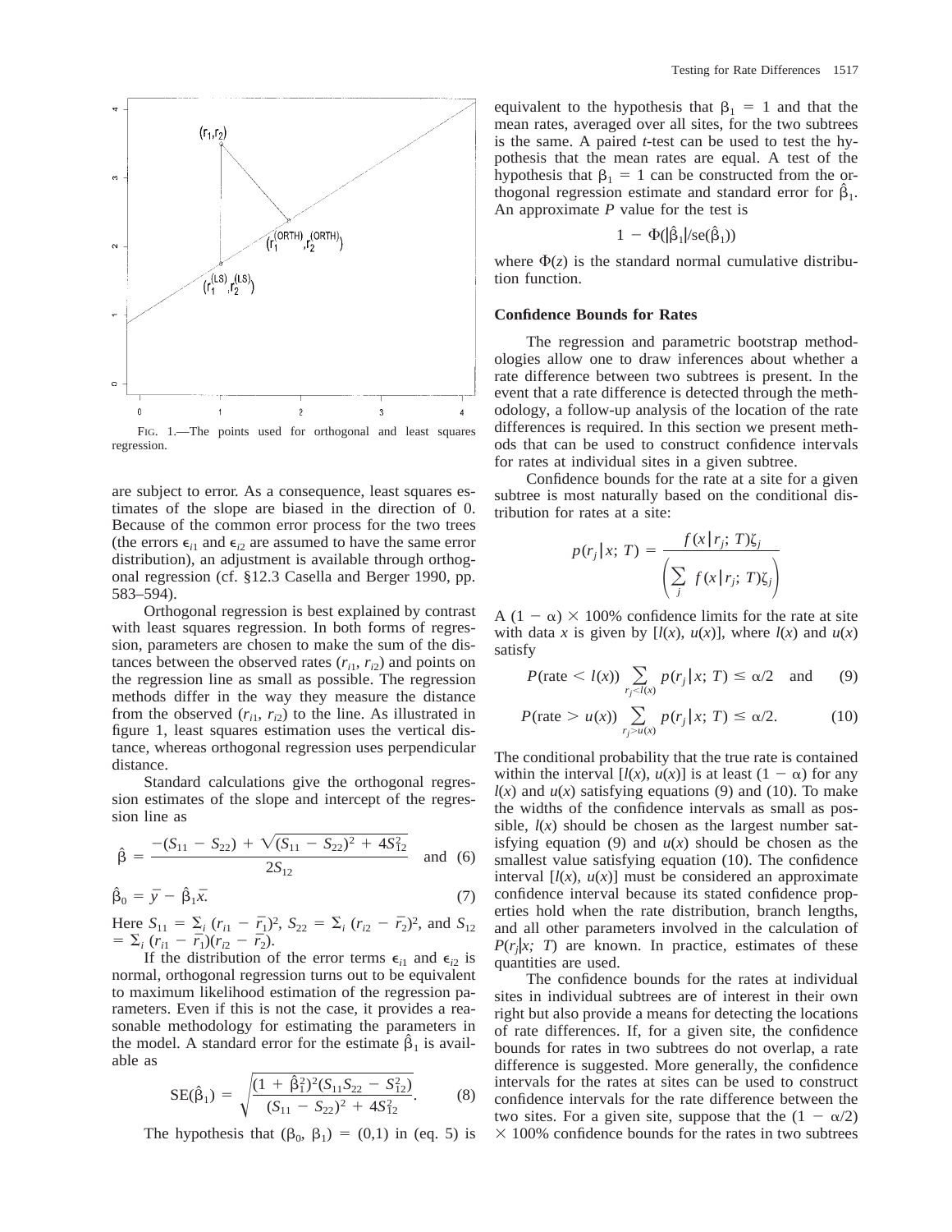FIG. 1.—The points used for orthogonal and least squares regression.

are subject to error. As a consequence, least squares estimates of the slope are biased in the direction of 0. Because of the common error process for the two trees (the errors $\epsilon_{i1}$ and $\epsilon_{i2}$ are assumed to have the same error distribution), an adjustment is available through orthogonal regression (cf. §12.3 Casella and Berger 1990, pp. 583–594).

Orthogonal regression is best explained by contrast with least squares regression. In both forms of regression, parameters are chosen to make the sum of the distances between the observed rates $(r_{i1}, r_{i2})$ and points on the regression line as small as possible. The regression methods differ in the way they measure the distance from the observed $(r_{i1}, r_{i2})$ to the line. As illustrated in figure 1, least squares estimation uses the vertical distance, whereas orthogonal regression uses perpendicular distance.

Standard calculations give the orthogonal regression estimates of the slope and intercept of the regression line as

$$\hat{\beta} = \frac{-(S_{11} - S_{22}) + \sqrt{(S_{11} - S_{22})^2 + 4S_{12}^2}}{2S_{12}} \quad \text{and} \quad (6)$$

$$\hat{\beta}_0 = \bar{y} - \hat{\beta}_1\bar{x}. \quad (7)$$

Here $S_{11} = \Sigma_i (r_{i1} - \bar{r}_1)^2$, $S_{22} = \Sigma_i (r_{i2} - \bar{r}_2)^2$, and $S_{12} = \Sigma_i (r_{i1} - \bar{r}_1)(r_{i2} - \bar{r}_2)$.

If the distribution of the error terms $\epsilon_{i1}$ and $\epsilon_{i2}$ is normal, orthogonal regression turns out to be equivalent to maximum likelihood estimation of the regression parameters. Even if this is not the case, it provides a reasonable methodology for estimating the parameters in the model. A standard error for the estimate $\hat{\beta}_1$ is available as

$$\text{SE}(\hat{\beta}_1) = \sqrt{\frac{(1 + \hat{\beta}_1^2)^2(S_{11}S_{22} - S_{12}^2)}{(S_{11} - S_{22})^2 + 4S_{12}^2}}. \quad (8)$$

The hypothesis that $(\beta_0, \beta_1) = (0,1)$ in (eq. 5) is equivalent to the hypothesis that $\beta_1 = 1$ and that the mean rates, averaged over all sites, for the two subtrees is the same. A paired *t*-test can be used to test the hypothesis that the mean rates are equal. A test of the hypothesis that $\beta_1 = 1$ can be constructed from the orthogonal regression estimate and standard error for $\hat{\beta}_1$. An approximate *P* value for the test is

$$1 - \Phi(|\hat{\beta}_1|/\text{se}(\hat{\beta}_1))$$

where $\Phi(z)$ is the standard normal cumulative distribution function.

## Confidence Bounds for Rates

The regression and parametric bootstrap methodologies allow one to draw inferences about whether a rate difference between two subtrees is present. In the event that a rate difference is detected through the methodology, a follow-up analysis of the location of the rate differences is required. In this section we present methods that can be used to construct confidence intervals for rates at individual sites in a given subtree.

Confidence bounds for the rate at a site for a given subtree is most naturally based on the conditional distribution for rates at a site:

$$p(r_j|x;\, T) = \frac{f(x|r_j;\, T)\zeta_j}{\left(\sum_j f(x|r_j;\, T)\zeta_j\right)}$$

A $(1 - \alpha) \times 100\%$ confidence limits for the rate at site with data $x$ is given by $[l(x), u(x)]$, where $l(x)$ and $u(x)$ satisfy

$$P(\text{rate} < l(x)) \sum_{r_j < l(x)} p(r_j|x;\, T) \leq \alpha/2 \quad \text{and} \quad (9)$$

$$P(\text{rate} > u(x)) \sum_{r_j > u(x)} p(r_j|x;\, T) \leq \alpha/2. \quad (10)$$

The conditional probability that the true rate is contained within the interval $[l(x), u(x)]$ is at least $(1 - \alpha)$ for any $l(x)$ and $u(x)$ satisfying equations (9) and (10). To make the widths of the confidence intervals as small as possible, $l(x)$ should be chosen as the largest number satisfying equation (9) and $u(x)$ should be chosen as the smallest value satisfying equation (10). The confidence interval $[l(x), u(x)]$ must be considered an approximate confidence interval because its stated confidence properties hold when the rate distribution, branch lengths, and all other parameters involved in the calculation of $P(r_j|x;\, T)$ are known. In practice, estimates of these quantities are used.

The confidence bounds for the rates at individual sites in individual subtrees are of interest in their own right but also provide a means for detecting the locations of rate differences. If, for a given site, the confidence bounds for rates in two subtrees do not overlap, a rate difference is suggested. More generally, the confidence intervals for the rates at sites can be used to construct confidence intervals for the rate difference between the two sites. For a given site, suppose that the $(1 - \alpha/2) \times 100\%$ confidence bounds for the rates in two subtrees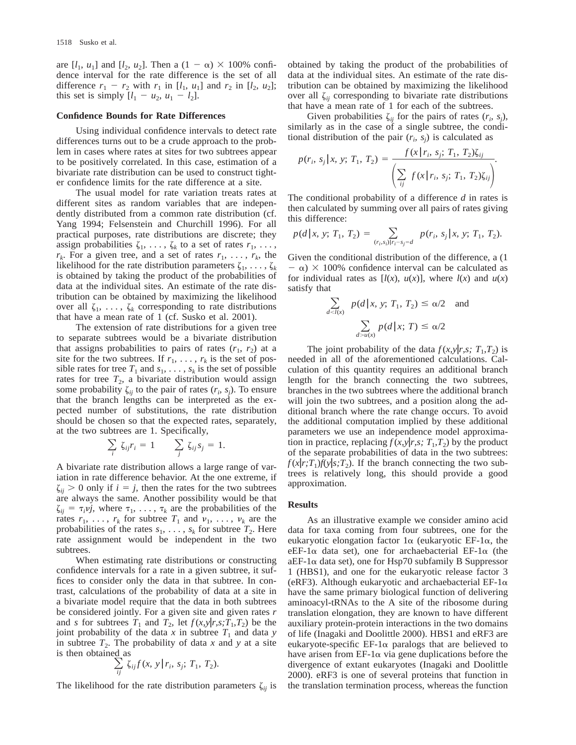are $[l_1, u_1]$ and $[l_2, u_2]$. Then a $(1 - \alpha) \times 100\%$ confidence interval for the rate difference is the set of all difference $r_1 - r_2$ with $r_1$ in $[l_1, u_1]$ and $r_2$ in $[l_2, u_2]$; this set is simply $[l_1 - u_2, u_1 - l_2]$.

### Confidence Bounds for Rate Differences

Using individual confidence intervals to detect rate differences turns out to be a crude approach to the problem in cases where rates at sites for two subtrees appear to be positively correlated. In this case, estimation of a bivariate rate distribution can be used to construct tighter confidence limits for the rate difference at a site.

The usual model for rate variation treats rates at different sites as random variables that are independently distributed from a common rate distribution (cf. Yang 1994; Felsenstein and Churchill 1996). For all practical purposes, rate distributions are discrete; they assign probabilities $\zeta_1, \ldots, \zeta_k$ to a set of rates $r_1, \ldots, r_k$. For a given tree, and a set of rates $r_1, \ldots, r_k$, the likelihood for the rate distribution parameters $\zeta_1, \ldots, \zeta_k$ is obtained by taking the product of the probabilities of data at the individual sites. An estimate of the rate distribution can be obtained by maximizing the likelihood over all $\zeta_1, \ldots, \zeta_k$ corresponding to rate distributions that have a mean rate of 1 (cf. Susko et al. 2001).

The extension of rate distributions for a given tree to separate subtrees would be a bivariate distribution that assigns probabilities to pairs of rates $(r_1, r_2)$ at a site for the two subtrees. If $r_1, \ldots, r_k$ is the set of possible rates for tree $T_1$ and $s_1, \ldots, s_k$ is the set of possible rates for tree $T_2$, a bivariate distribution would assign some probability $\zeta_{ij}$ to the pair of rates $(r_i, s_j)$. To ensure that the branch lengths can be interpreted as the expected number of substitutions, the rate distribution should be chosen so that the expected rates, separately, at the two subtrees are 1. Specifically,

$$\sum_i \zeta_{ij} r_i = 1 \qquad \sum_j \zeta_{ij} s_j = 1.$$

A bivariate rate distribution allows a large range of variation in rate difference behavior. At the one extreme, if $\zeta_{ij} > 0$ only if $i = j$, then the rates for the two subtrees are always the same. Another possibility would be that $\zeta_{ij} = \tau_i \nu j$, where $\tau_1, \ldots, \tau_k$ are the probabilities of the rates $r_1, \ldots, r_k$ for subtree $T_1$ and $\nu_1, \ldots, \nu_k$ are the probabilities of the rates $s_1, \ldots, s_k$ for subtree $T_2$. Here rate assignment would be independent in the two subtrees.

When estimating rate distributions or constructing confidence intervals for a rate in a given subtree, it suffices to consider only the data in that subtree. In contrast, calculations of the probability of data at a site in a bivariate model require that the data in both subtrees be considered jointly. For a given site and given rates $r$ and $s$ for subtrees $T_1$ and $T_2$, let $f(x,y|r,s;T_1,T_2)$ be the joint probability of the data $x$ in subtree $T_1$ and data $y$ in subtree $T_2$. The probability of data $x$ and $y$ at a site is then obtained as

$$\sum_{ij} \zeta_{ij} f(x, y | r_i, s_j; T_1, T_2).$$

The likelihood for the rate distribution parameters $\zeta_{ij}$ is obtained by taking the product of the probabilities of data at the individual sites. An estimate of the rate distribution can be obtained by maximizing the likelihood over all $\zeta_{ij}$ corresponding to bivariate rate distributions that have a mean rate of 1 for each of the subtrees.

Given probabilities $\zeta_{ij}$ for the pairs of rates $(r_i, s_j)$, similarly as in the case of a single subtree, the conditional distribution of the pair $(r_i, s_j)$ is calculated as

$$p(r_i, s_j | x, y; T_1, T_2) = \frac{f(x | r_i, s_j; T_1, T_2)\zeta_{ij}}{\left(\sum_{ij} f(x | r_i, s_j; T_1, T_2)\zeta_{ij}\right)}.$$

The conditional probability of a difference $d$ in rates is then calculated by summing over all pairs of rates giving this difference:

$$p(d | x, y; T_1, T_2) = \sum_{(r_i, s_j)|r_i - s_j = d} p(r_i, s_j | x, y; T_1, T_2).$$

Given the conditional distribution of the difference, a $(1 - \alpha) \times 100\%$ confidence interval can be calculated as for individual rates as $[l(x), u(x)]$, where $l(x)$ and $u(x)$ satisfy that

$$\sum_{d<l(x)} p(d | x, y; T_1, T_2) \leq \alpha/2 \quad \text{and}$$

$$\sum_{d>u(x)} p(d | x; T) \leq \alpha/2$$

The joint probability of the data $f(x,y|r,s; T_1,T_2)$ is needed in all of the aforementioned calculations. Calculation of this quantity requires an additional branch length for the branch connecting the two subtrees, branches in the two subtrees where the additional branch will join the two subtrees, and a position along the additional branch where the rate change occurs. To avoid the additional computation implied by these additional parameters we use an independence model approximation in practice, replacing $f(x,y|r,s; T_1,T_2)$ by the product of the separate probabilities of data in the two subtrees: $f(x|r;T_1)f(y|s;T_2)$. If the branch connecting the two subtrees is relatively long, this should provide a good approximation.

## Results

As an illustrative example we consider amino acid data for taxa coming from four subtrees, one for the eukaryotic elongation factor 1α (eukaryotic EF-1α, the eEF-1α data set), one for archaebacterial EF-1α (the aEF-1α data set), one for Hsp70 subfamily B Suppressor 1 (HBS1), and one for the eukaryotic release factor 3 (eRF3). Although eukaryotic and archaebacterial EF-1α have the same primary biological function of delivering aminoacyl-tRNAs to the A site of the ribosome during translation elongation, they are known to have different auxiliary protein-protein interactions in the two domains of life (Inagaki and Doolittle 2000). HBS1 and eRF3 are eukaryote-specific EF-1α paralogs that are believed to have arisen from EF-1α via gene duplications before the divergence of extant eukaryotes (Inagaki and Doolittle 2000). eRF3 is one of several proteins that function in the translation termination process, whereas the function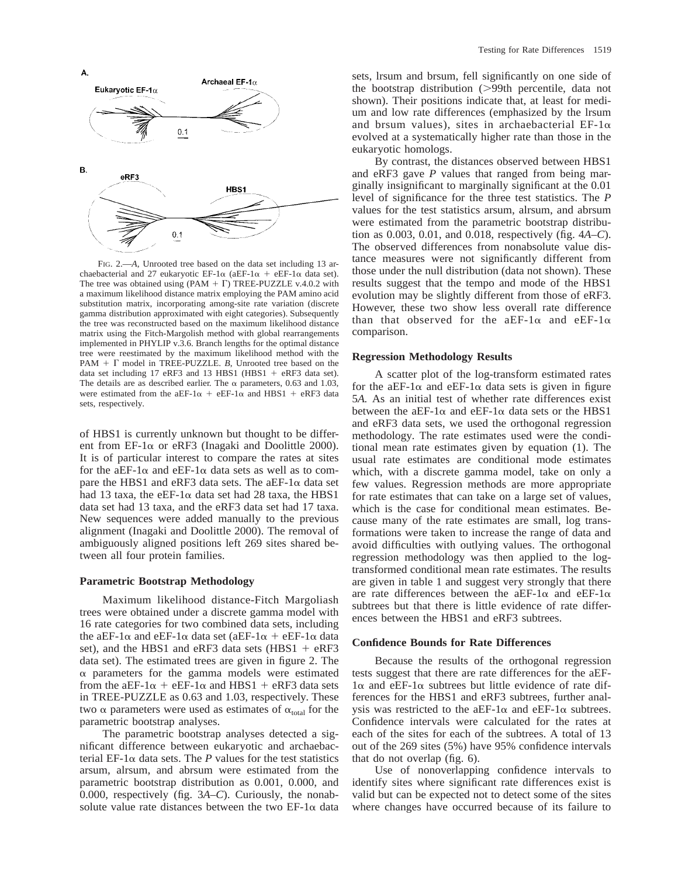FIG. 2.—*A*, Unrooted tree based on the data set including 13 archaebacterial and 27 eukaryotic EF-1α (aEF-1α + eEF-1α data set). The tree was obtained using (PAM + Γ) TREE-PUZZLE v.4.0.2 with a maximum likelihood distance matrix employing the PAM amino acid substitution matrix, incorporating among-site rate variation (discrete gamma distribution approximated with eight categories). Subsequently the tree was reconstructed based on the maximum likelihood distance matrix using the Fitch-Margolish method with global rearrangements implemented in PHYLIP v.3.6. Branch lengths for the optimal distance tree were reestimated by the maximum likelihood method with the PAM + Γ model in TREE-PUZZLE. *B*, Unrooted tree based on the data set including 17 eRF3 and 13 HBS1 (HBS1 + eRF3 data set). The details are as described earlier. The α parameters, 0.63 and 1.03, were estimated from the aEF-1α + eEF-1α and HBS1 + eRF3 data sets, respectively.

of HBS1 is currently unknown but thought to be different from EF-1α or eRF3 (Inagaki and Doolittle 2000). It is of particular interest to compare the rates at sites for the aEF-1α and eEF-1α data sets as well as to compare the HBS1 and eRF3 data sets. The aEF-1α data set had 13 taxa, the eEF-1α data set had 28 taxa, the HBS1 data set had 13 taxa, and the eRF3 data set had 17 taxa. New sequences were added manually to the previous alignment (Inagaki and Doolittle 2000). The removal of ambiguously aligned positions left 269 sites shared between all four protein families.

### Parametric Bootstrap Methodology

Maximum likelihood distance-Fitch Margoliash trees were obtained under a discrete gamma model with 16 rate categories for two combined data sets, including the aEF-1α and eEF-1α data set (aEF-1α + eEF-1α data set), and the HBS1 and eRF3 data sets (HBS1 + eRF3 data set). The estimated trees are given in figure 2. The α parameters for the gamma models were estimated from the aEF-1α + eEF-1α and HBS1 + eRF3 data sets in TREE-PUZZLE as 0.63 and 1.03, respectively. These two α parameters were used as estimates of $\alpha_{total}$ for the parametric bootstrap analyses.

The parametric bootstrap analyses detected a significant difference between eukaryotic and archaebacterial EF-1α data sets. The *P* values for the test statistics arsum, alrsum, and abrsum were estimated from the parametric bootstrap distribution as 0.001, 0.000, and 0.000, respectively (fig. 3*A–C*). Curiously, the nonabsolute value rate distances between the two EF-1α data sets, lrsum and brsum, fell significantly on one side of the bootstrap distribution (>99th percentile, data not shown). Their positions indicate that, at least for medium and low rate differences (emphasized by the lrsum and brsum values), sites in archaebacterial EF-1α evolved at a systematically higher rate than those in the eukaryotic homologs.

By contrast, the distances observed between HBS1 and eRF3 gave *P* values that ranged from being marginally insignificant to marginally significant at the 0.01 level of significance for the three test statistics. The *P* values for the test statistics arsum, alrsum, and abrsum were estimated from the parametric bootstrap distribution as 0.003, 0.01, and 0.018, respectively (fig. 4*A–C*). The observed differences from nonabsolute value distance measures were not significantly different from those under the null distribution (data not shown). These results suggest that the tempo and mode of the HBS1 evolution may be slightly different from those of eRF3. However, these two show less overall rate difference than that observed for the aEF-1α and eEF-1α comparison.

### Regression Methodology Results

A scatter plot of the log-transform estimated rates for the aEF-1α and eEF-1α data sets is given in figure 5*A*. As an initial test of whether rate differences exist between the aEF-1α and eEF-1α data sets or the HBS1 and eRF3 data sets, we used the orthogonal regression methodology. The rate estimates used were the conditional mean rate estimates given by equation (1). The usual rate estimates are conditional mode estimates which, with a discrete gamma model, take on only a few values. Regression methods are more appropriate for rate estimates that can take on a large set of values, which is the case for conditional mean estimates. Because many of the rate estimates are small, log transformations were taken to increase the range of data and avoid difficulties with outlying values. The orthogonal regression methodology was then applied to the log-transformed conditional mean rate estimates. The results are given in table 1 and suggest very strongly that there are rate differences between the aEF-1α and eEF-1α subtrees but that there is little evidence of rate differences between the HBS1 and eRF3 subtrees.

### Confidence Bounds for Rate Differences

Because the results of the orthogonal regression tests suggest that there are rate differences for the aEF-1α and eEF-1α subtrees but little evidence of rate differences for the HBS1 and eRF3 subtrees, further analysis was restricted to the aEF-1α and eEF-1α subtrees. Confidence intervals were calculated for the rates at each of the sites for each of the subtrees. A total of 13 out of the 269 sites (5%) have 95% confidence intervals that do not overlap (fig. 6).

Use of nonoverlapping confidence intervals to identify sites where significant rate differences exist is valid but can be expected not to detect some of the sites where changes have occurred because of its failure to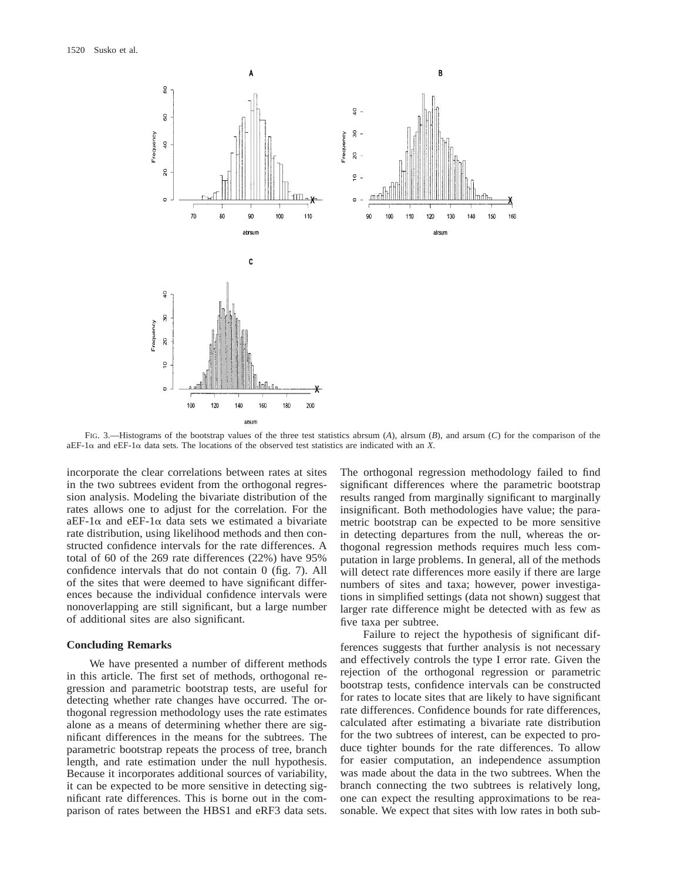A

80
60
40
20
0
Frequency
70 80 90 100 110
abrsum

B

40
30
20
10
0
Frequency
90 100 110 120 130 140 150 160
alrsum

C

40
30
20
10
0
Frequency
100 120 140 160 180 200
arsum

FIG. 3.—Histograms of the bootstrap values of the three test statistics abrsum (*A*), alrsum (*B*), and arsum (*C*) for the comparison of the aEF-1α and eEF-1α data sets. The locations of the observed test statistics are indicated with an *X*.

incorporate the clear correlations between rates at sites in the two subtrees evident from the orthogonal regression analysis. Modeling the bivariate distribution of the rates allows one to adjust for the correlation. For the aEF-1α and eEF-1α data sets we estimated a bivariate rate distribution, using likelihood methods and then constructed confidence intervals for the rate differences. A total of 60 of the 269 rate differences (22%) have 95% confidence intervals that do not contain 0 (fig. 7). All of the sites that were deemed to have significant differences because the individual confidence intervals were nonoverlapping are still significant, but a large number of additional sites are also significant.

## Concluding Remarks

We have presented a number of different methods in this article. The first set of methods, orthogonal regression and parametric bootstrap tests, are useful for detecting whether rate changes have occurred. The orthogonal regression methodology uses the rate estimates alone as a means of determining whether there are significant differences in the means for the subtrees. The parametric bootstrap repeats the process of tree, branch length, and rate estimation under the null hypothesis. Because it incorporates additional sources of variability, it can be expected to be more sensitive in detecting significant rate differences. This is borne out in the comparison of rates between the HBS1 and eRF3 data sets. The orthogonal regression methodology failed to find significant differences where the parametric bootstrap results ranged from marginally significant to marginally insignificant. Both methodologies have value; the parametric bootstrap can be expected to be more sensitive in detecting departures from the null, whereas the orthogonal regression methods requires much less computation in large problems. In general, all of the methods will detect rate differences more easily if there are large numbers of sites and taxa; however, power investigations in simplified settings (data not shown) suggest that larger rate difference might be detected with as few as five taxa per subtree.

Failure to reject the hypothesis of significant differences suggests that further analysis is not necessary and effectively controls the type I error rate. Given the rejection of the orthogonal regression or parametric bootstrap tests, confidence intervals can be constructed for rates to locate sites that are likely to have significant rate differences. Confidence bounds for rate differences, calculated after estimating a bivariate rate distribution for the two subtrees of interest, can be expected to produce tighter bounds for the rate differences. To allow for easier computation, an independence assumption was made about the data in the two subtrees. When the branch connecting the two subtrees is relatively long, one can expect the resulting approximations to be reasonable. We expect that sites with low rates in both sub-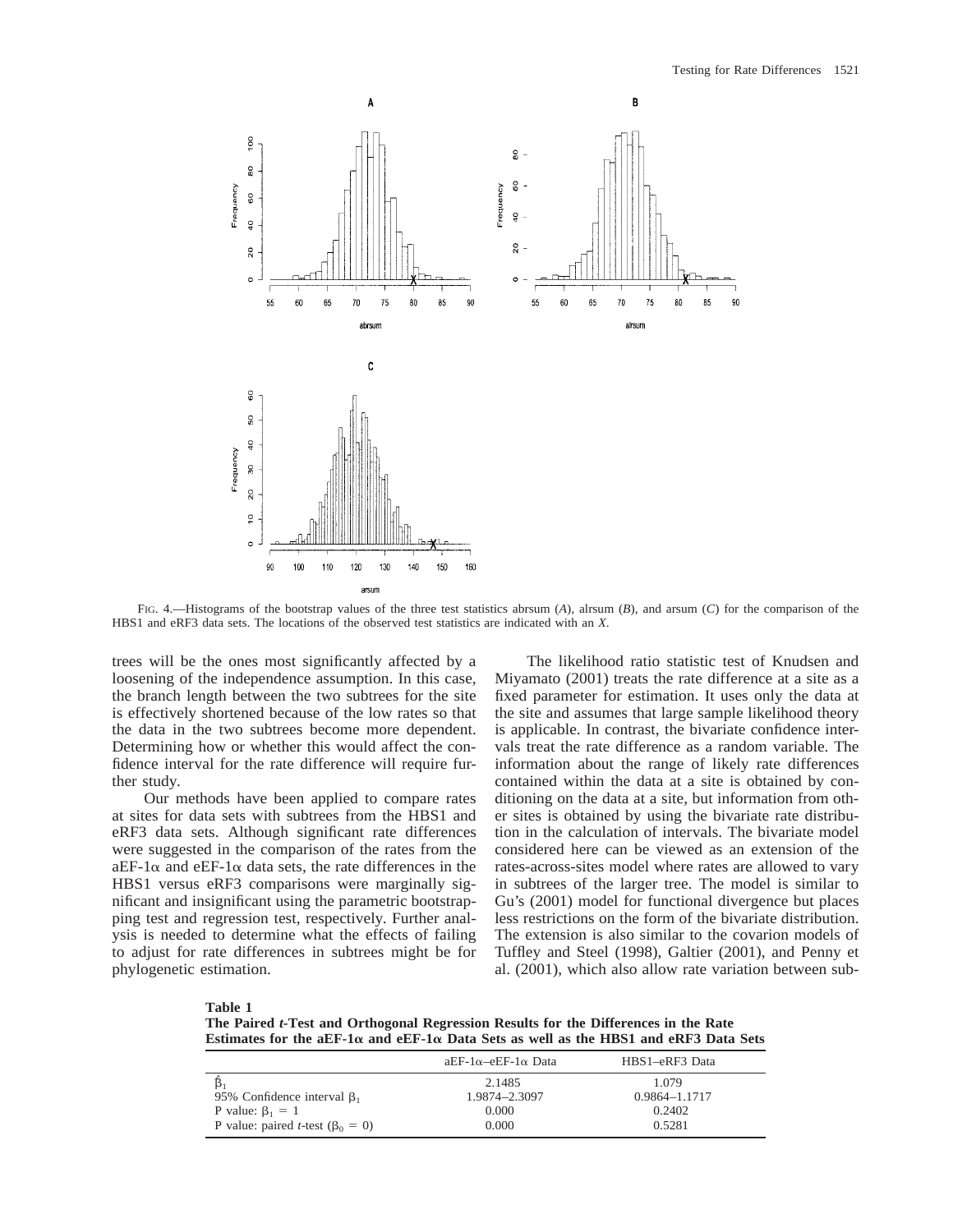FIG. 4.—Histograms of the bootstrap values of the three test statistics abrsum (*A*), alrsum (*B*), and arsum (*C*) for the comparison of the HBS1 and eRF3 data sets. The locations of the observed test statistics are indicated with an *X*.

trees will be the ones most significantly affected by a loosening of the independence assumption. In this case, the branch length between the two subtrees for the site is effectively shortened because of the low rates so that the data in the two subtrees become more dependent. Determining how or whether this would affect the confidence interval for the rate difference will require further study.

Our methods have been applied to compare rates at sites for data sets with subtrees from the HBS1 and eRF3 data sets. Although significant rate differences were suggested in the comparison of the rates from the aEF-1α and eEF-1α data sets, the rate differences in the HBS1 versus eRF3 comparisons were marginally significant and insignificant using the parametric bootstrapping test and regression test, respectively. Further analysis is needed to determine what the effects of failing to adjust for rate differences in subtrees might be for phylogenetic estimation.

The likelihood ratio statistic test of Knudsen and Miyamato (2001) treats the rate difference at a site as a fixed parameter for estimation. It uses only the data at the site and assumes that large sample likelihood theory is applicable. In contrast, the bivariate confidence intervals treat the rate difference as a random variable. The information about the range of likely rate differences contained within the data at a site is obtained by conditioning on the data at a site, but information from other sites is obtained by using the bivariate rate distribution in the calculation of intervals. The bivariate model considered here can be viewed as an extension of the rates-across-sites model where rates are allowed to vary in subtrees of the larger tree. The model is similar to Gu's (2001) model for functional divergence but places less restrictions on the form of the bivariate distribution. The extension is also similar to the covarion models of Tuffley and Steel (1998), Galtier (2001), and Penny et al. (2001), which also allow rate variation between sub-

**Table 1**
**The Paired *t*-Test and Orthogonal Regression Results for the Differences in the Rate Estimates for the aEF-1α and eEF-1α Data Sets as well as the HBS1 and eRF3 Data Sets**

| | aEF-1α–eEF-1α Data | HBS1–eRF3 Data |
|---|---|---|
| $\hat{\beta}_1$ | 2.1485 | 1.079 |
| 95% Confidence interval $\beta_1$ | 1.9874–2.3097 | 0.9864–1.1717 |
| P value: $\beta_1 = 1$ | 0.000 | 0.2402 |
| P value: paired *t*-test ($\beta_0 = 0$) | 0.000 | 0.5281 |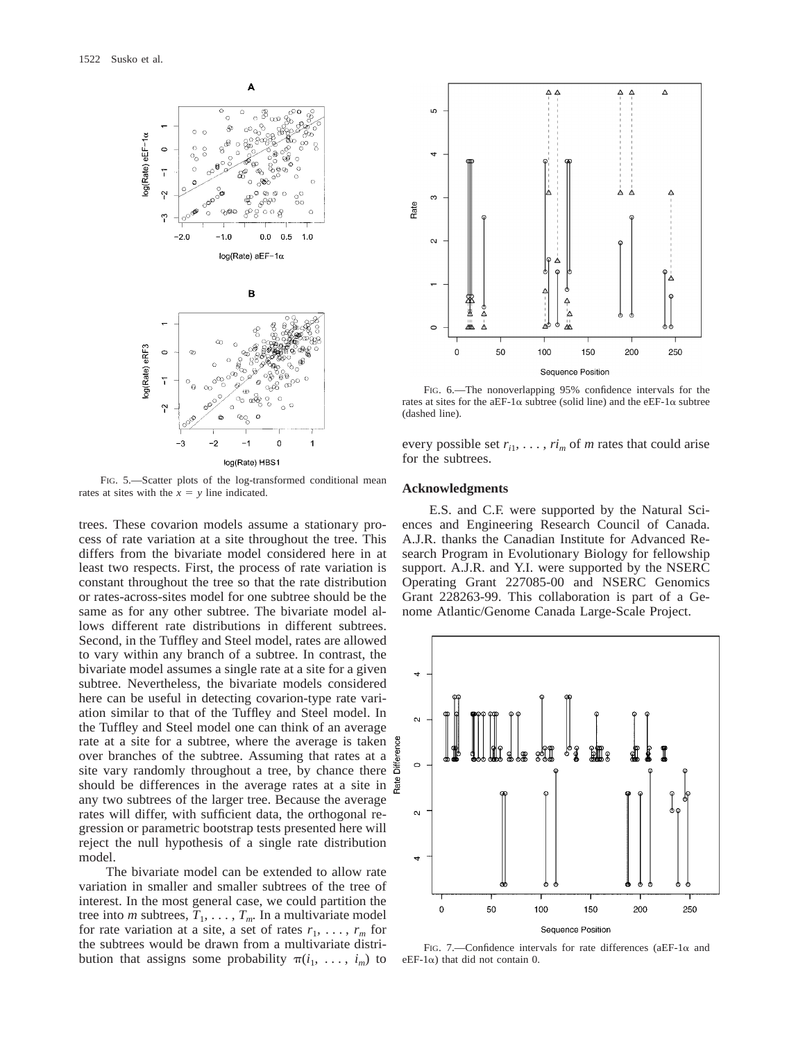FIG. 5.—Scatter plots of the log-transformed conditional mean rates at sites with the $x = y$ line indicated.

trees. These covarion models assume a stationary process of rate variation at a site throughout the tree. This differs from the bivariate model considered here in at least two respects. First, the process of rate variation is constant throughout the tree so that the rate distribution or rates-across-sites model for one subtree should be the same as for any other subtree. The bivariate model allows different rate distributions in different subtrees. Second, in the Tuffley and Steel model, rates are allowed to vary within any branch of a subtree. In contrast, the bivariate model assumes a single rate at a site for a given subtree. Nevertheless, the bivariate models considered here can be useful in detecting covarion-type rate variation similar to that of the Tuffley and Steel model. In the Tuffley and Steel model one can think of an average rate at a site for a subtree, where the average is taken over branches of the subtree. Assuming that rates at a site vary randomly throughout a tree, by chance there should be differences in the average rates at a site in any two subtrees of the larger tree. Because the average rates will differ, with sufficient data, the orthogonal regression or parametric bootstrap tests presented here will reject the null hypothesis of a single rate distribution model.

The bivariate model can be extended to allow rate variation in smaller and smaller subtrees of the tree of interest. In the most general case, we could partition the tree into $m$ subtrees, $T_1, \ldots, T_m$. In a multivariate model for rate variation at a site, a set of rates $r_1, \ldots, r_m$ for the subtrees would be drawn from a multivariate distribution that assigns some probability $\pi(i_1, \ldots, i_m)$ to every possible set $r_{i1}, \ldots, r_{im}$ of $m$ rates that could arise for the subtrees.

FIG. 6.—The nonoverlapping 95% confidence intervals for the rates at sites for the aEF-1α subtree (solid line) and the eEF-1α subtree (dashed line).

## Acknowledgments

E.S. and C.F. were supported by the Natural Sciences and Engineering Research Council of Canada. A.J.R. thanks the Canadian Institute for Advanced Research Program in Evolutionary Biology for fellowship support. A.J.R. and Y.I. were supported by the NSERC Operating Grant 227085-00 and NSERC Genomics Grant 228263-99. This collaboration is part of a Genome Atlantic/Genome Canada Large-Scale Project.

FIG. 7.—Confidence intervals for rate differences (aEF-1α and eEF-1α) that did not contain 0.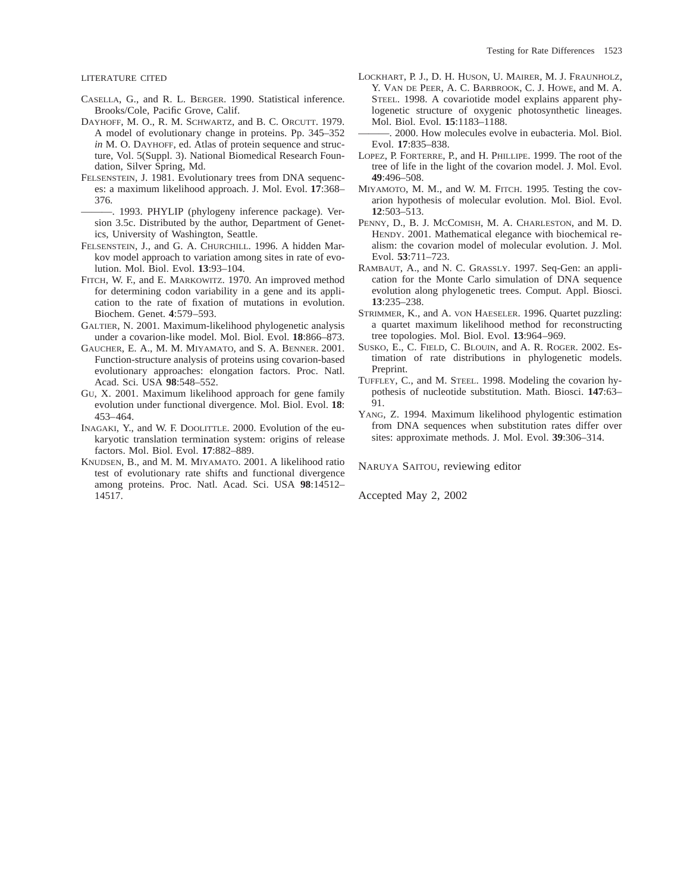## LITERATURE CITED

CASELLA, G., and R. L. BERGER. 1990. Statistical inference. Brooks/Cole, Pacific Grove, Calif.

DAYHOFF, M. O., R. M. SCHWARTZ, and B. C. ORCUTT. 1979. A model of evolutionary change in proteins. Pp. 345–352 *in* M. O. DAYHOFF, ed. Atlas of protein sequence and structure, Vol. 5(Suppl. 3). National Biomedical Research Foundation, Silver Spring, Md.

FELSENSTEIN, J. 1981. Evolutionary trees from DNA sequences: a maximum likelihood approach. J. Mol. Evol. **17**:368–376.

———. 1993. PHYLIP (phylogeny inference package). Version 3.5c. Distributed by the author, Department of Genetics, University of Washington, Seattle.

FELSENSTEIN, J., and G. A. CHURCHILL. 1996. A hidden Markov model approach to variation among sites in rate of evolution. Mol. Biol. Evol. **13**:93–104.

FITCH, W. F., and E. MARKOWITZ. 1970. An improved method for determining codon variability in a gene and its application to the rate of fixation of mutations in evolution. Biochem. Genet. **4**:579–593.

GALTIER, N. 2001. Maximum-likelihood phylogenetic analysis under a covarion-like model. Mol. Biol. Evol. **18**:866–873.

GAUCHER, E. A., M. M. MIYAMATO, and S. A. BENNER. 2001. Function-structure analysis of proteins using covarion-based evolutionary approaches: elongation factors. Proc. Natl. Acad. Sci. USA **98**:548–552.

GU, X. 2001. Maximum likelihood approach for gene family evolution under functional divergence. Mol. Biol. Evol. **18**: 453–464.

INAGAKI, Y., and W. F. DOOLITTLE. 2000. Evolution of the eukaryotic translation termination system: origins of release factors. Mol. Biol. Evol. **17**:882–889.

KNUDSEN, B., and M. M. MIYAMATO. 2001. A likelihood ratio test of evolutionary rate shifts and functional divergence among proteins. Proc. Natl. Acad. Sci. USA **98**:14512–14517.

LOCKHART, P. J., D. H. HUSON, U. MAIRER, M. J. FRAUNHOLZ, Y. VAN DE PEER, A. C. BARBROOK, C. J. HOWE, and M. A. STEEL. 1998. A covariotide model explains apparent phylogenetic structure of oxygenic photosynthetic lineages. Mol. Biol. Evol. **15**:1183–1188.

———. 2000. How molecules evolve in eubacteria. Mol. Biol. Evol. **17**:835–838.

LOPEZ, P. FORTERRE, P., and H. PHILLIPE. 1999. The root of the tree of life in the light of the covarion model. J. Mol. Evol. **49**:496–508.

MIYAMOTO, M. M., and W. M. FITCH. 1995. Testing the covarion hypothesis of molecular evolution. Mol. Biol. Evol. **12**:503–513.

PENNY, D., B. J. MCCOMISH, M. A. CHARLESTON, and M. D. HENDY. 2001. Mathematical elegance with biochemical realism: the covarion model of molecular evolution. J. Mol. Evol. **53**:711–723.

RAMBAUT, A., and N. C. GRASSLY. 1997. Seq-Gen: an application for the Monte Carlo simulation of DNA sequence evolution along phylogenetic trees. Comput. Appl. Biosci. **13**:235–238.

STRIMMER, K., and A. VON HAESELER. 1996. Quartet puzzling: a quartet maximum likelihood method for reconstructing tree topologies. Mol. Biol. Evol. **13**:964–969.

SUSKO, E., C. FIELD, C. BLOUIN, and A. R. ROGER. 2002. Estimation of rate distributions in phylogenetic models. Preprint.

TUFFLEY, C., and M. STEEL. 1998. Modeling the covarion hypothesis of nucleotide substitution. Math. Biosci. **147**:63–91.

YANG, Z. 1994. Maximum likelihood phylogentic estimation from DNA sequences when substitution rates differ over sites: approximate methods. J. Mol. Evol. **39**:306–314.

NARUYA SAITOU, reviewing editor

Accepted May 2, 2002